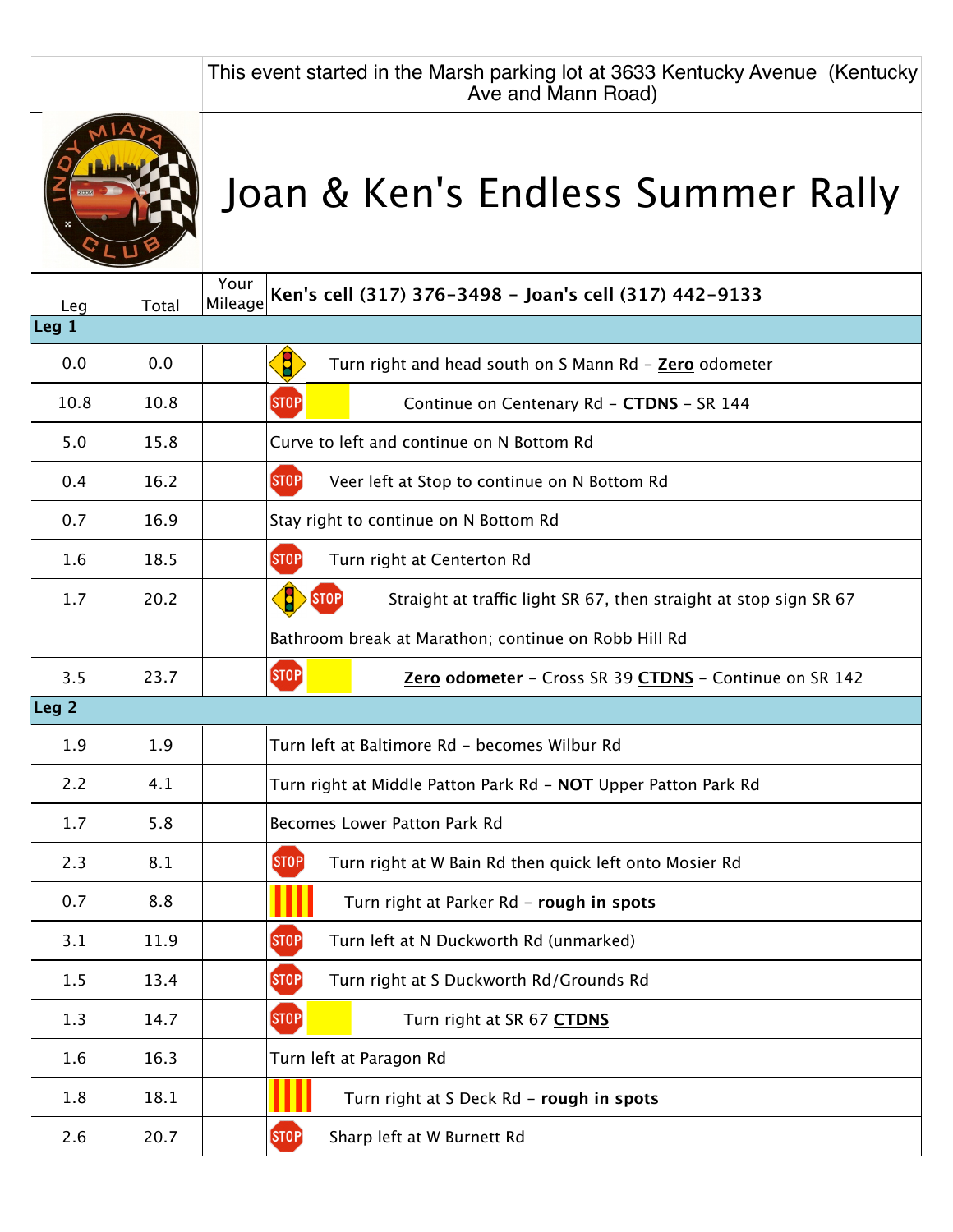This event started in the Marsh parking lot at 3633 Kentucky Avenue (Kentucky Ave and Mann Road)

# Joan & Ken's Endless Summer Rally

| Leg | Total | Your Mileage | Ken's cell (317) 376-3498 - Joan's cell (317) 442-9133 |
| --- | --- | --- | --- |
| **Leg 1** | | | |
| 0.0 | 0.0 | | Turn right and head south on S Mann Rd - **Zero** odometer |
| 10.8 | 10.8 | | STOP Continue on Centenary Rd - **CTDNS** - SR 144 |
| 5.0 | 15.8 | | Curve to left and continue on N Bottom Rd |
| 0.4 | 16.2 | | STOP Veer left at Stop to continue on N Bottom Rd |
| 0.7 | 16.9 | | Stay right to continue on N Bottom Rd |
| 1.6 | 18.5 | | STOP Turn right at Centerton Rd |
| 1.7 | 20.2 | | STOP Straight at traffic light SR 67, then straight at stop sign SR 67 |
| | | | Bathroom break at Marathon; continue on Robb Hill Rd |
| 3.5 | 23.7 | | STOP **Zero odometer** - Cross SR 39 **CTDNS** - Continue on SR 142 |
| **Leg 2** | | | |
| 1.9 | 1.9 | | Turn left at Baltimore Rd - becomes Wilbur Rd |
| 2.2 | 4.1 | | Turn right at Middle Patton Park Rd - **NOT** Upper Patton Park Rd |
| 1.7 | 5.8 | | Becomes Lower Patton Park Rd |
| 2.3 | 8.1 | | STOP Turn right at W Bain Rd then quick left onto Mosier Rd |
| 0.7 | 8.8 | | Turn right at Parker Rd - **rough in spots** |
| 3.1 | 11.9 | | STOP Turn left at N Duckworth Rd (unmarked) |
| 1.5 | 13.4 | | STOP Turn right at S Duckworth Rd/Grounds Rd |
| 1.3 | 14.7 | | STOP Turn right at SR 67 **CTDNS** |
| 1.6 | 16.3 | | Turn left at Paragon Rd |
| 1.8 | 18.1 | | Turn right at S Deck Rd - **rough in spots** |
| 2.6 | 20.7 | | STOP Sharp left at W Burnett Rd |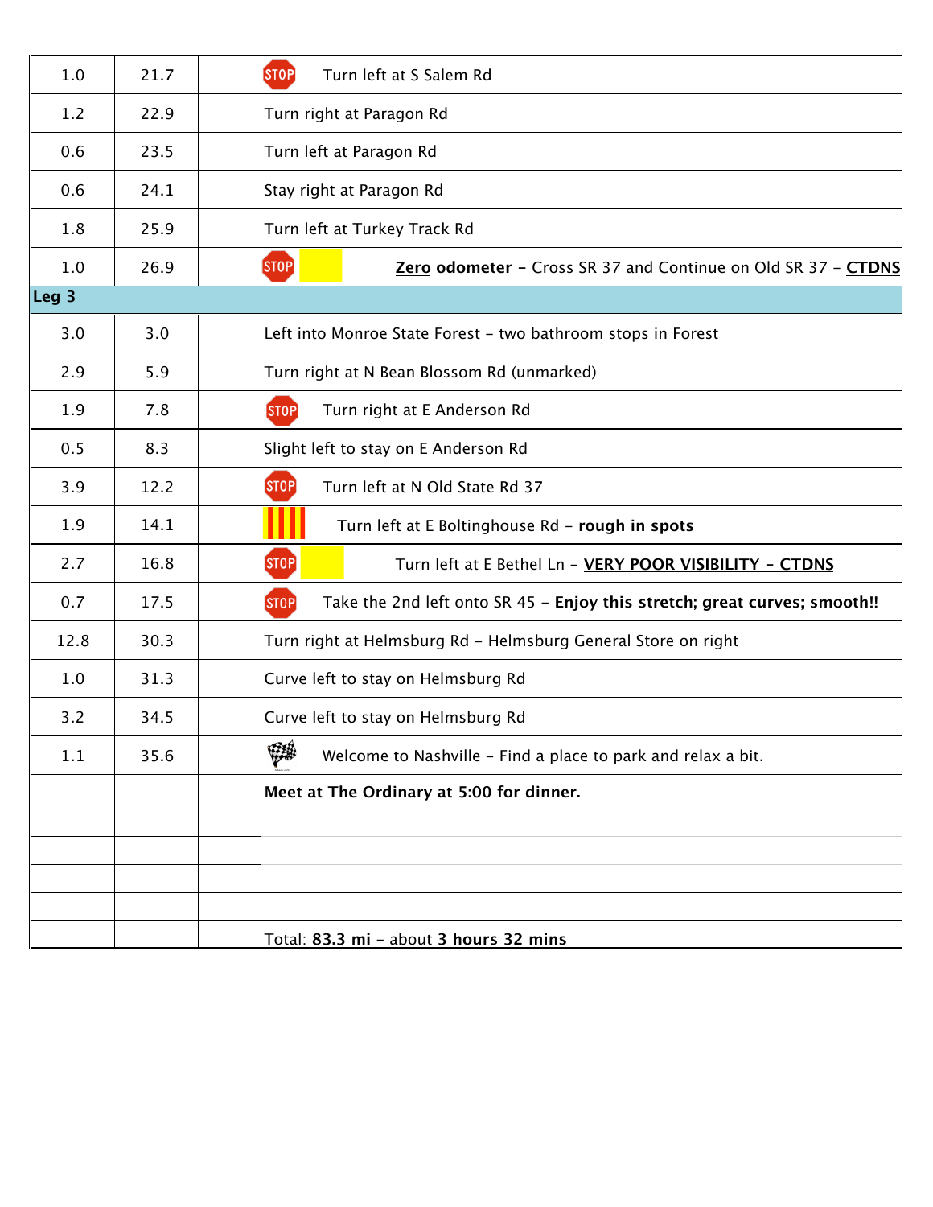| | | | |
|---|---|---|---|
| 1.0 | 21.7 | | STOP Turn left at S Salem Rd |
| 1.2 | 22.9 | | Turn right at Paragon Rd |
| 0.6 | 23.5 | | Turn left at Paragon Rd |
| 0.6 | 24.1 | | Stay right at Paragon Rd |
| 1.8 | 25.9 | | Turn left at Turkey Track Rd |
| 1.0 | 26.9 | | STOP **Zero odometer** – Cross SR 37 and Continue on Old SR 37 – **CTDNS** |
| **Leg 3** | | | |
| 3.0 | 3.0 | | Left into Monroe State Forest – two bathroom stops in Forest |
| 2.9 | 5.9 | | Turn right at N Bean Blossom Rd (unmarked) |
| 1.9 | 7.8 | | STOP Turn right at E Anderson Rd |
| 0.5 | 8.3 | | Slight left to stay on E Anderson Rd |
| 3.9 | 12.2 | | STOP Turn left at N Old State Rd 37 |
| 1.9 | 14.1 | | Turn left at E Boltinghouse Rd – **rough in spots** |
| 2.7 | 16.8 | | STOP Turn left at E Bethel Ln – **VERY POOR VISIBILITY – CTDNS** |
| 0.7 | 17.5 | | STOP Take the 2nd left onto SR 45 – **Enjoy this stretch; great curves; smooth!!** |
| 12.8 | 30.3 | | Turn right at Helmsburg Rd – Helmsburg General Store on right |
| 1.0 | 31.3 | | Curve left to stay on Helmsburg Rd |
| 3.2 | 34.5 | | Curve left to stay on Helmsburg Rd |
| 1.1 | 35.6 | | Welcome to Nashville – Find a place to park and relax a bit. |
| | | | **Meet at The Ordinary at 5:00 for dinner.** |
| | | | |
| | | | |
| | | | |
| | | | |
| | | | Total: **83.3 mi** – about **3 hours 32 mins** |